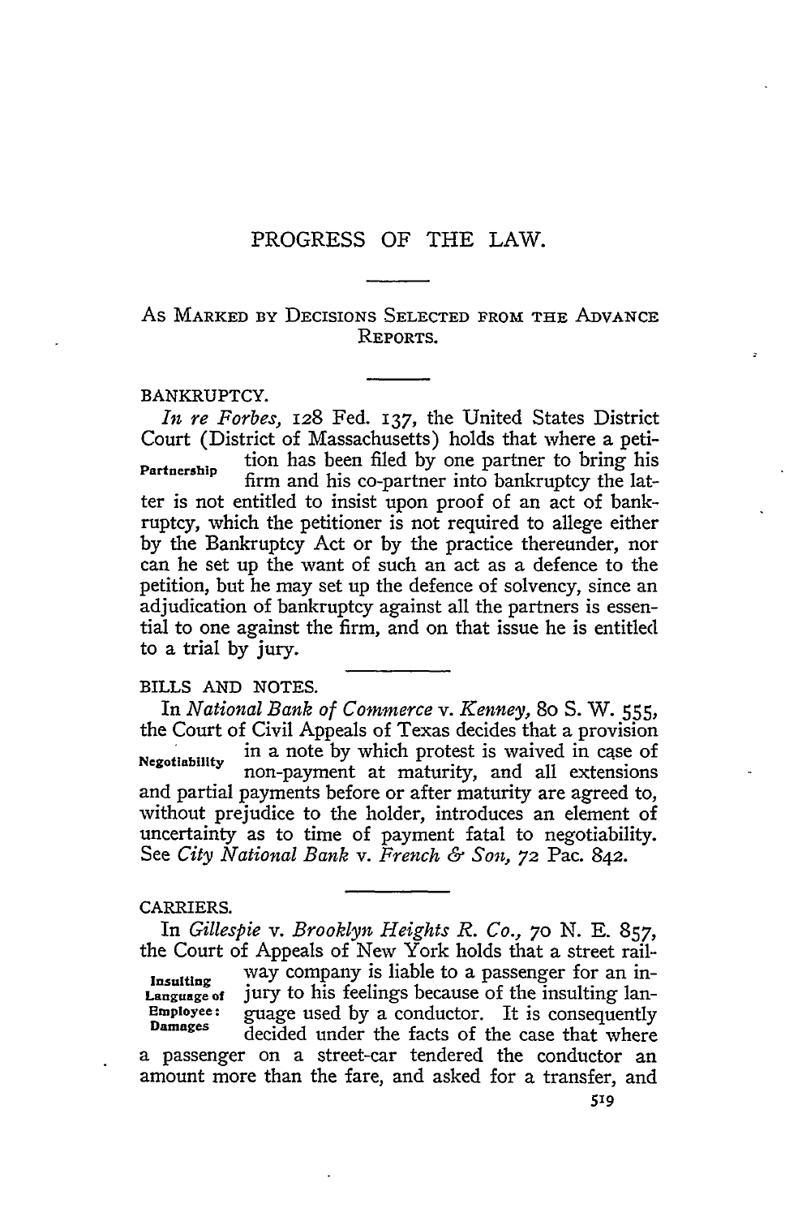# PROGRESS OF THE LAW.

## As Marked by Decisions Selected from the Advance Reports.

### BANKRUPTCY.

**Partnership**

*In re Forbes,* 128 Fed. 137, the United States District Court (District of Massachusetts) holds that where a petition has been filed by one partner to bring his firm and his co-partner into bankruptcy the latter is not entitled to insist upon proof of an act of bankruptcy, which the petitioner is not required to allege either by the Bankruptcy Act or by the practice thereunder, nor can he set up the want of such an act as a defence to the petition, but he may set up the defence of solvency, since an adjudication of bankruptcy against all the partners is essential to one against the firm, and on that issue he is entitled to a trial by jury.

### BILLS AND NOTES.

**Negotiability**

In *National Bank of Commerce* v. *Kenney,* 80 S. W. 555, the Court of Civil Appeals of Texas decides that a provision in a note by which protest is waived in case of non-payment at maturity, and all extensions and partial payments before or after maturity are agreed to, without prejudice to the holder, introduces an element of uncertainty as to time of payment fatal to negotiability. See *City National Bank* v. *French & Son,* 72 Pac. 842.

### CARRIERS.

**Insulting Language of Employee: Damages**

In *Gillespie* v. *Brooklyn Heights R. Co.,* 70 N. E. 857, the Court of Appeals of New York holds that a street railway company is liable to a passenger for an injury to his feelings because of the insulting language used by a conductor. It is consequently decided under the facts of the case that where a passenger on a street-car tendered the conductor an amount more than the fare, and asked for a transfer, and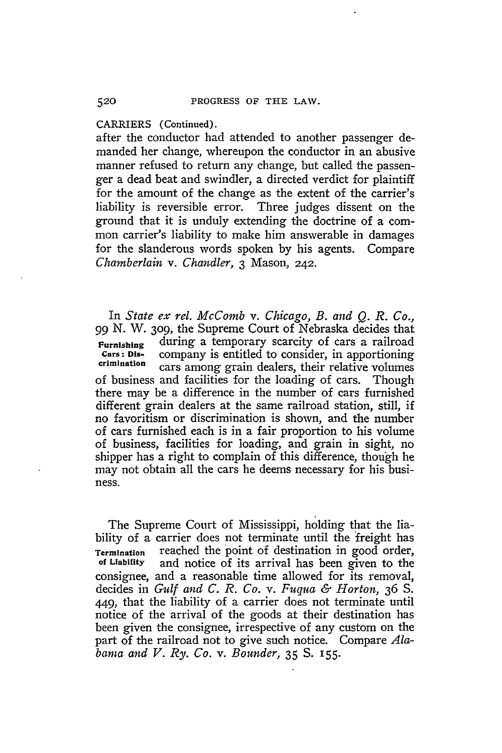CARRIERS (Continued).

after the conductor had attended to another passenger demanded her change, whereupon the conductor in an abusive manner refused to return any change, but called the passenger a dead beat and swindler, a directed verdict for plaintiff for the amount of the change as the extent of the carrier's liability is reversible error. Three judges dissent on the ground that it is unduly extending the doctrine of a common carrier's liability to make him answerable in damages for the slanderous words spoken by his agents. Compare *Chamberlain* v. *Chandler*, 3 Mason, 242.

**Furnishing Cars: Discrimination**

In *State ex rel. McComb* v. *Chicago, B. and Q. R. Co.*, 99 N. W. 309, the Supreme Court of Nebraska decides that during a temporary scarcity of cars a railroad company is entitled to consider, in apportioning cars among grain dealers, their relative volumes of business and facilities for the loading of cars. Though there may be a difference in the number of cars furnished different grain dealers at the same railroad station, still, if no favoritism or discrimination is shown, and the number of cars furnished each is in a fair proportion to his volume of business, facilities for loading, and grain in sight, no shipper has a right to complain of this difference, though he may not obtain all the cars he deems necessary for his business.

**Termination of Liability**

The Supreme Court of Mississippi, holding that the liability of a carrier does not terminate until the freight has reached the point of destination in good order, and notice of its arrival has been given to the consignee, and a reasonable time allowed for its removal, decides in *Gulf and C. R. Co.* v. *Fuqua & Horton*, 36 S. 449, that the liability of a carrier does not terminate until notice of the arrival of the goods at their destination has been given the consignee, irrespective of any custom on the part of the railroad not to give such notice. Compare *Alabama and V. Ry. Co.* v. *Bounder*, 35 S. 155.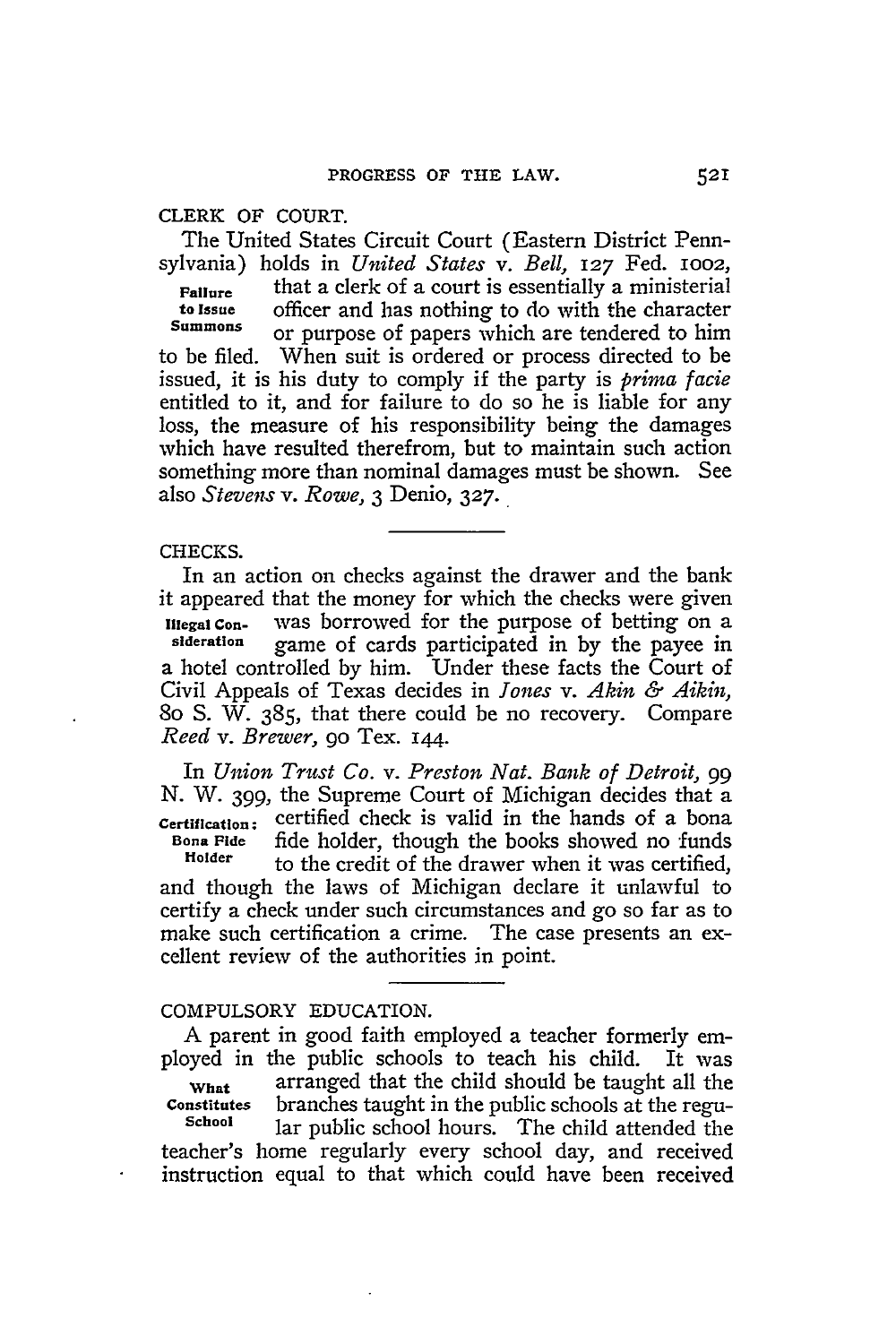## CLERK OF COURT.

**Failure to Issue Summons**

The United States Circuit Court (Eastern District Pennsylvania) holds in *United States* v. *Bell*, 127 Fed. 1002, that a clerk of a court is essentially a ministerial officer and has nothing to do with the character or purpose of papers which are tendered to him to be filed. When suit is ordered or process directed to be issued, it is his duty to comply if the party is *prima facie* entitled to it, and for failure to do so he is liable for any loss, the measure of his responsibility being the damages which have resulted therefrom, but to maintain such action something more than nominal damages must be shown. See also *Stevens* v. *Rowe*, 3 Denio, 327.

## CHECKS.

**Illegal Consideration**

In an action on checks against the drawer and the bank it appeared that the money for which the checks were given was borrowed for the purpose of betting on a game of cards participated in by the payee in a hotel controlled by him. Under these facts the Court of Civil Appeals of Texas decides in *Jones* v. *Akin & Aikin*, 80 S. W. 385, that there could be no recovery. Compare *Reed* v. *Brewer*, 90 Tex. 144.

**Certification: Bona Fide Holder**

In *Union Trust Co.* v. *Preston Nat. Bank of Detroit*, 99 N. W. 399, the Supreme Court of Michigan decides that a certified check is valid in the hands of a bona fide holder, though the books showed no funds to the credit of the drawer when it was certified, and though the laws of Michigan declare it unlawful to certify a check under such circumstances and go so far as to make such certification a crime. The case presents an excellent review of the authorities in point.

## COMPULSORY EDUCATION.

**What Constitutes School**

A parent in good faith employed a teacher formerly employed in the public schools to teach his child. It was arranged that the child should be taught all the branches taught in the public schools at the regular public school hours. The child attended the teacher's home regularly every school day, and received instruction equal to that which could have been received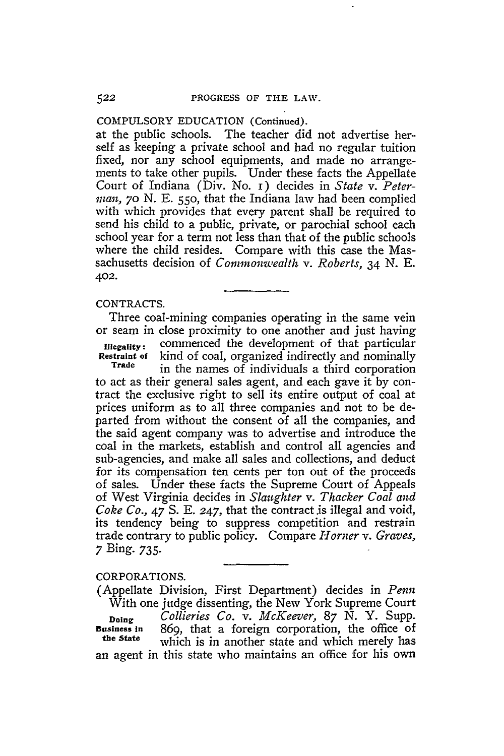COMPULSORY EDUCATION (Continued).

at the public schools. The teacher did not advertise herself as keeping a private school and had no regular tuition fixed, nor any school equipments, and made no arrangements to take other pupils. Under these facts the Appellate Court of Indiana (Div. No. 1) decides in *State* v. *Peterman*, 70 N. E. 550, that the Indiana law had been complied with which provides that every parent shall be required to send his child to a public, private, or parochial school each school year for a term not less than that of the public schools where the child resides. Compare with this case the Massachusetts decision of *Commonwealth* v. *Roberts*, 34 N. E. 402.

CONTRACTS.

**Illegality: Restraint of Trade**

Three coal-mining companies operating in the same vein or seam in close proximity to one another and just having commenced the development of that particular kind of coal, organized indirectly and nominally in the names of individuals a third corporation to act as their general sales agent, and each gave it by contract the exclusive right to sell its entire output of coal at prices uniform as to all three companies and not to be departed from without the consent of all the companies, and the said agent company was to advertise and introduce the coal in the markets, establish and control all agencies and sub-agencies, and make all sales and collections, and deduct for its compensation ten cents per ton out of the proceeds of sales. Under these facts the Supreme Court of Appeals of West Virginia decides in *Slaughter* v. *Thacker Coal and Coke Co.*, 47 S. E. 247, that the contract is illegal and void, its tendency being to suppress competition and restrain trade contrary to public policy. Compare *Horner* v. *Graves*, 7 Bing. 735.

CORPORATIONS.

**Doing Business in the State**

With one judge dissenting, the New York Supreme Court (Appellate Division, First Department) decides in *Penn Collieries Co.* v. *McKeever*, 87 N. Y. Supp. 869, that a foreign corporation, the office of which is in another state and which merely has an agent in this state who maintains an office for his own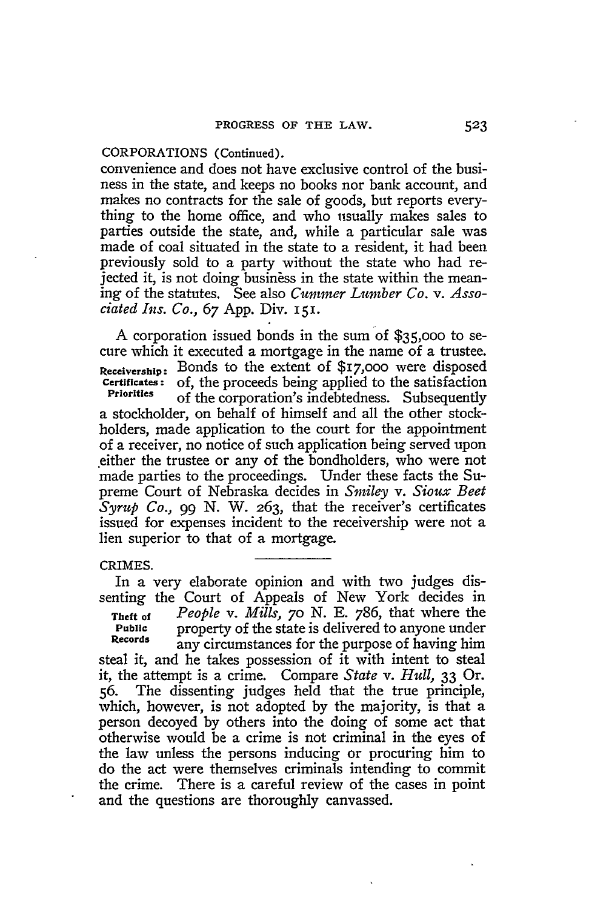CORPORATIONS (Continued).

convenience and does not have exclusive control of the business in the state, and keeps no books nor bank account, and makes no contracts for the sale of goods, but reports everything to the home office, and who usually makes sales to parties outside the state, and, while a particular sale was made of coal situated in the state to a resident, it had been previously sold to a party without the state who had rejected it, is not doing business in the state within the meaning of the statutes. See also *Cummer Lumber Co.* v. *Associated Ins. Co.*, 67 App. Div. 151.

**Receivership: Certificates: Priorities**

A corporation issued bonds in the sum of $35,000 to secure which it executed a mortgage in the name of a trustee. Bonds to the extent of $17,000 were disposed of, the proceeds being applied to the satisfaction of the corporation's indebtedness. Subsequently a stockholder, on behalf of himself and all the other stockholders, made application to the court for the appointment of a receiver, no notice of such application being served upon either the trustee or any of the bondholders, who were not made parties to the proceedings. Under these facts the Supreme Court of Nebraska decides in *Smiley* v. *Sioux Beet Syrup Co.*, 99 N. W. 263, that the receiver's certificates issued for expenses incident to the receivership were not a lien superior to that of a mortgage.

CRIMES.

**Theft of Public Records**

In a very elaborate opinion and with two judges dissenting the Court of Appeals of New York decides in *People* v. *Mills*, 70 N. E. 786, that where the property of the state is delivered to anyone under any circumstances for the purpose of having him steal it, and he takes possession of it with intent to steal it, the attempt is a crime. Compare *State* v. *Hull*, 33 Or. 56. The dissenting judges held that the true principle, which, however, is not adopted by the majority, is that a person decoyed by others into the doing of some act that otherwise would be a crime is not criminal in the eyes of the law unless the persons inducing or procuring him to do the act were themselves criminals intending to commit the crime. There is a careful review of the cases in point and the questions are thoroughly canvassed.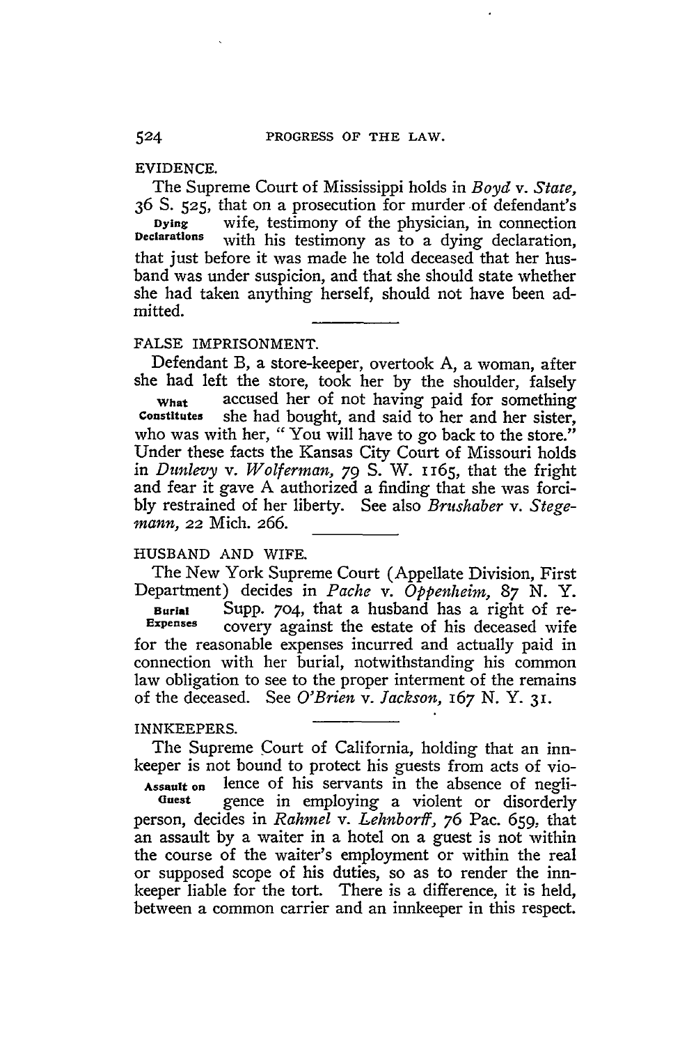## EVIDENCE.

**Dying Declarations**

The Supreme Court of Mississippi holds in *Boyd* v. *State,* 36 S. 525, that on a prosecution for murder of defendant's wife, testimony of the physician, in connection with his testimony as to a dying declaration, that just before it was made he told deceased that her husband was under suspicion, and that she should state whether she had taken anything herself, should not have been admitted.

## FALSE IMPRISONMENT.

**What Constitutes**

Defendant B, a store-keeper, overtook A, a woman, after she had left the store, took her by the shoulder, falsely accused her of not having paid for something she had bought, and said to her and her sister, who was with her, "You will have to go back to the store." Under these facts the Kansas City Court of Missouri holds in *Dunlevy* v. *Wolferman,* 79 S. W. 1165, that the fright and fear it gave A authorized a finding that she was forcibly restrained of her liberty. See also *Brushaber* v. *Stegemann,* 22 Mich. 266.

## HUSBAND AND WIFE.

**Burial Expenses**

The New York Supreme Court (Appellate Division, First Department) decides in *Pache* v. *Oppenheim,* 87 N. Y. Supp. 704, that a husband has a right of recovery against the estate of his deceased wife for the reasonable expenses incurred and actually paid in connection with her burial, notwithstanding his common law obligation to see to the proper interment of the remains of the deceased. See *O'Brien* v. *Jackson,* 167 N. Y. 31.

## INNKEEPERS.

**Assault on Guest**

The Supreme Court of California, holding that an innkeeper is not bound to protect his guests from acts of violence of his servants in the absence of negligence in employing a violent or disorderly person, decides in *Rahmel* v. *Lehnborff,* 76 Pac. 659, that an assault by a waiter in a hotel on a guest is not within the course of the waiter's employment or within the real or supposed scope of his duties, so as to render the innkeeper liable for the tort. There is a difference, it is held, between a common carrier and an innkeeper in this respect.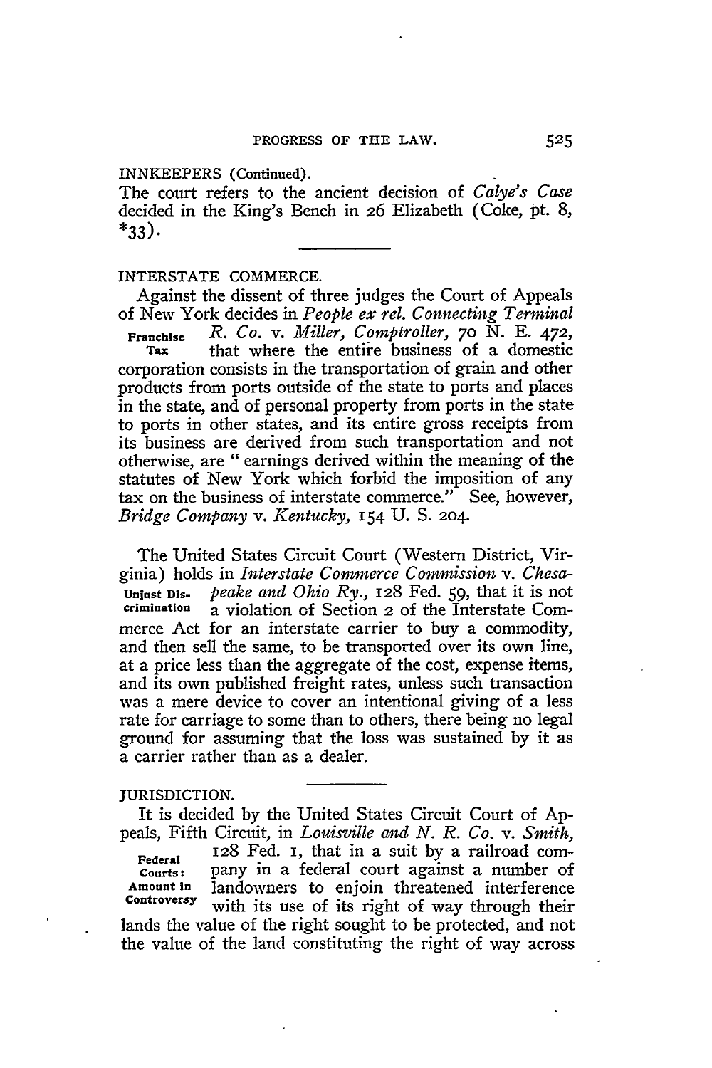INNKEEPERS (Continued).

The court refers to the ancient decision of *Calye's Case* decided in the King's Bench in 26 Elizabeth (Coke, pt. 8, *33).

INTERSTATE COMMERCE.

Franchise Tax

Against the dissent of three judges the Court of Appeals of New York decides in *People ex rel. Connecting Terminal R. Co.* v. *Miller, Comptroller*, 70 N. E. 472, that where the entire business of a domestic corporation consists in the transportation of grain and other products from ports outside of the state to ports and places in the state, and of personal property from ports in the state to ports in other states, and its entire gross receipts from its business are derived from such transportation and not otherwise, are "earnings derived within the meaning of the statutes of New York which forbid the imposition of any tax on the business of interstate commerce." See, however, *Bridge Company* v. *Kentucky*, 154 U. S. 204.

Unjust Discrimination

The United States Circuit Court (Western District, Virginia) holds in *Interstate Commerce Commission* v. *Chesapeake and Ohio Ry.*, 128 Fed. 59, that it is not a violation of Section 2 of the Interstate Commerce Act for an interstate carrier to buy a commodity, and then sell the same, to be transported over its own line, at a price less than the aggregate of the cost, expense items, and its own published freight rates, unless such transaction was a mere device to cover an intentional giving of a less rate for carriage to some than to others, there being no legal ground for assuming that the loss was sustained by it as a carrier rather than as a dealer.

JURISDICTION.

Federal Courts: Amount in Controversy

It is decided by the United States Circuit Court of Appeals, Fifth Circuit, in *Louisville and N. R. Co.* v. *Smith*, 128 Fed. 1, that in a suit by a railroad company in a federal court against a number of landowners to enjoin threatened interference with its use of its right of way through their lands the value of the right sought to be protected, and not the value of the land constituting the right of way across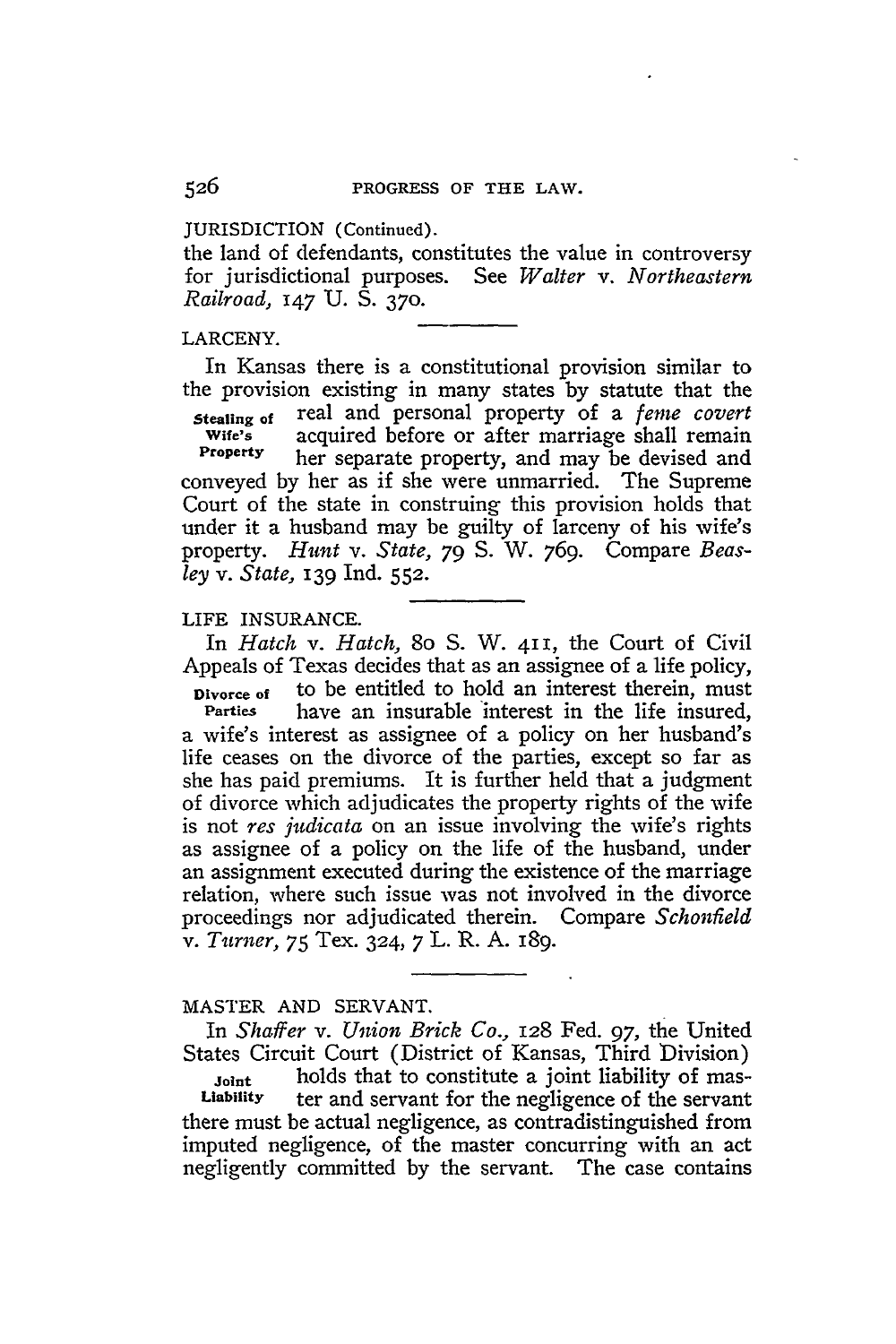JURISDICTION (Continued).

the land of defendants, constitutes the value in controversy for jurisdictional purposes. See *Walter* v. *Northeastern Railroad*, 147 U. S. 370.

LARCENY.

**Stealing of Wife's Property**

In Kansas there is a constitutional provision similar to the provision existing in many states by statute that the real and personal property of a *feme covert* acquired before or after marriage shall remain her separate property, and may be devised and conveyed by her as if she were unmarried. The Supreme Court of the state in construing this provision holds that under it a husband may be guilty of larceny of his wife's property. *Hunt* v. *State*, 79 S. W. 769. Compare *Beasley* v. *State*, 139 Ind. 552.

LIFE INSURANCE.

**Divorce of Parties**

In *Hatch* v. *Hatch*, 80 S. W. 411, the Court of Civil Appeals of Texas decides that as an assignee of a life policy, to be entitled to hold an interest therein, must have an insurable interest in the life insured, a wife's interest as assignee of a policy on her husband's life ceases on the divorce of the parties, except so far as she has paid premiums. It is further held that a judgment of divorce which adjudicates the property rights of the wife is not *res judicata* on an issue involving the wife's rights as assignee of a policy on the life of the husband, under an assignment executed during the existence of the marriage relation, where such issue was not involved in the divorce proceedings nor adjudicated therein. Compare *Schonfield* v. *Turner*, 75 Tex. 324, 7 L. R. A. 189.

MASTER AND SERVANT.

**Joint Liability**

In *Shaffer* v. *Union Brick Co.*, 128 Fed. 97, the United States Circuit Court (District of Kansas, Third Division) holds that to constitute a joint liability of master and servant for the negligence of the servant there must be actual negligence, as contradistinguished from imputed negligence, of the master concurring with an act negligently committed by the servant. The case contains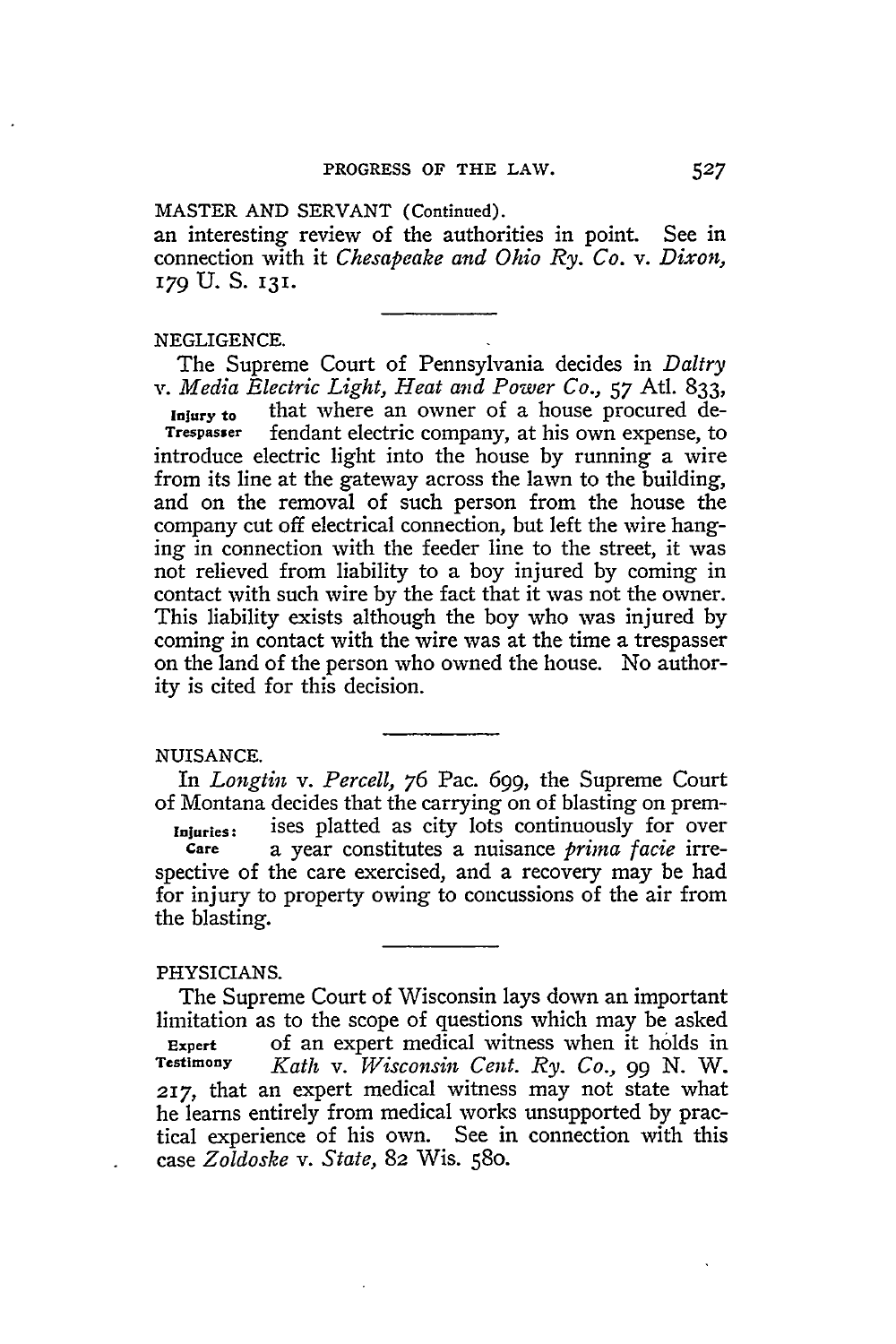MASTER AND SERVANT (Continued).

an interesting review of the authorities in point. See in connection with it *Chesapeake and Ohio Ry. Co.* v. *Dixon*, 179 U. S. 131.

NEGLIGENCE.

Injury to Trespasser

The Supreme Court of Pennsylvania decides in *Daltry* v. *Media Electric Light, Heat and Power Co.*, 57 Atl. 833, that where an owner of a house procured defendant electric company, at his own expense, to introduce electric light into the house by running a wire from its line at the gateway across the lawn to the building, and on the removal of such person from the house the company cut off electrical connection, but left the wire hanging in connection with the feeder line to the street, it was not relieved from liability to a boy injured by coming in contact with such wire by the fact that it was not the owner. This liability exists although the boy who was injured by coming in contact with the wire was at the time a trespasser on the land of the person who owned the house. No authority is cited for this decision.

NUISANCE.

Injuries: Care

In *Longtin* v. *Percell*, 76 Pac. 699, the Supreme Court of Montana decides that the carrying on of blasting on premises platted as city lots continuously for over a year constitutes a nuisance *prima facie* irrespective of the care exercised, and a recovery may be had for injury to property owing to concussions of the air from the blasting.

PHYSICIANS.

Expert Testimony

The Supreme Court of Wisconsin lays down an important limitation as to the scope of questions which may be asked of an expert medical witness when it holds in *Kath* v. *Wisconsin Cent. Ry. Co.*, 99 N. W. 217, that an expert medical witness may not state what he learns entirely from medical works unsupported by practical experience of his own. See in connection with this case *Zoldoske* v. *State*, 82 Wis. 580.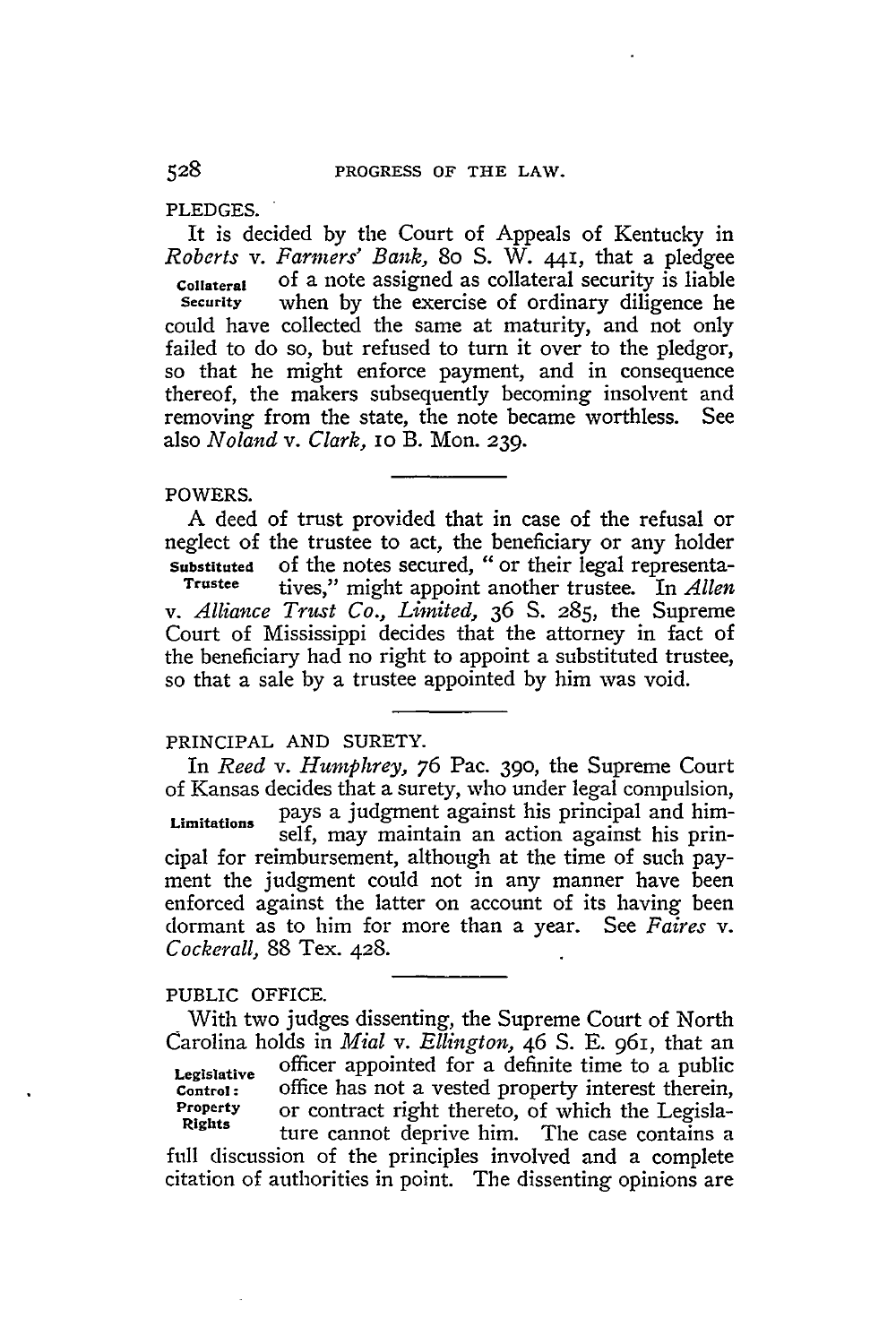## PLEDGES.

It is decided by the Court of Appeals of Kentucky in *Roberts* v. *Farmers' Bank*, 80 S. W. 441, that a pledgee of a note assigned as collateral security is liable when by the exercise of ordinary diligence he could have collected the same at maturity, and not only failed to do so, but refused to turn it over to the pledgor, so that he might enforce payment, and in consequence thereof, the makers subsequently becoming insolvent and removing from the state, the note became worthless. See also *Noland* v. *Clark*, 10 B. Mon. 239.

**Collateral Security**

---

## POWERS.

A deed of trust provided that in case of the refusal or neglect of the trustee to act, the beneficiary or any holder of the notes secured, "or their legal representatives," might appoint another trustee. In *Allen* v. *Alliance Trust Co., Limited*, 36 S. 285, the Supreme Court of Mississippi decides that the attorney in fact of the beneficiary had no right to appoint a substituted trustee, so that a sale by a trustee appointed by him was void.

**Substituted Trustee**

---

## PRINCIPAL AND SURETY.

In *Reed* v. *Humphrey*, 76 Pac. 390, the Supreme Court of Kansas decides that a surety, who under legal compulsion, pays a judgment against his principal and himself, may maintain an action against his principal for reimbursement, although at the time of such payment the judgment could not in any manner have been enforced against the latter on account of its having been dormant as to him for more than a year. See *Faires* v. *Cockerall*, 88 Tex. 428.

**Limitations**

---

## PUBLIC OFFICE.

With two judges dissenting, the Supreme Court of North Carolina holds in *Mial* v. *Ellington*, 46 S. E. 961, that an officer appointed for a definite time to a public office has not a vested property interest therein, or contract right thereto, of which the Legislature cannot deprive him. The case contains a full discussion of the principles involved and a complete citation of authorities in point. The dissenting opinions are

**Legislative Control: Property Rights**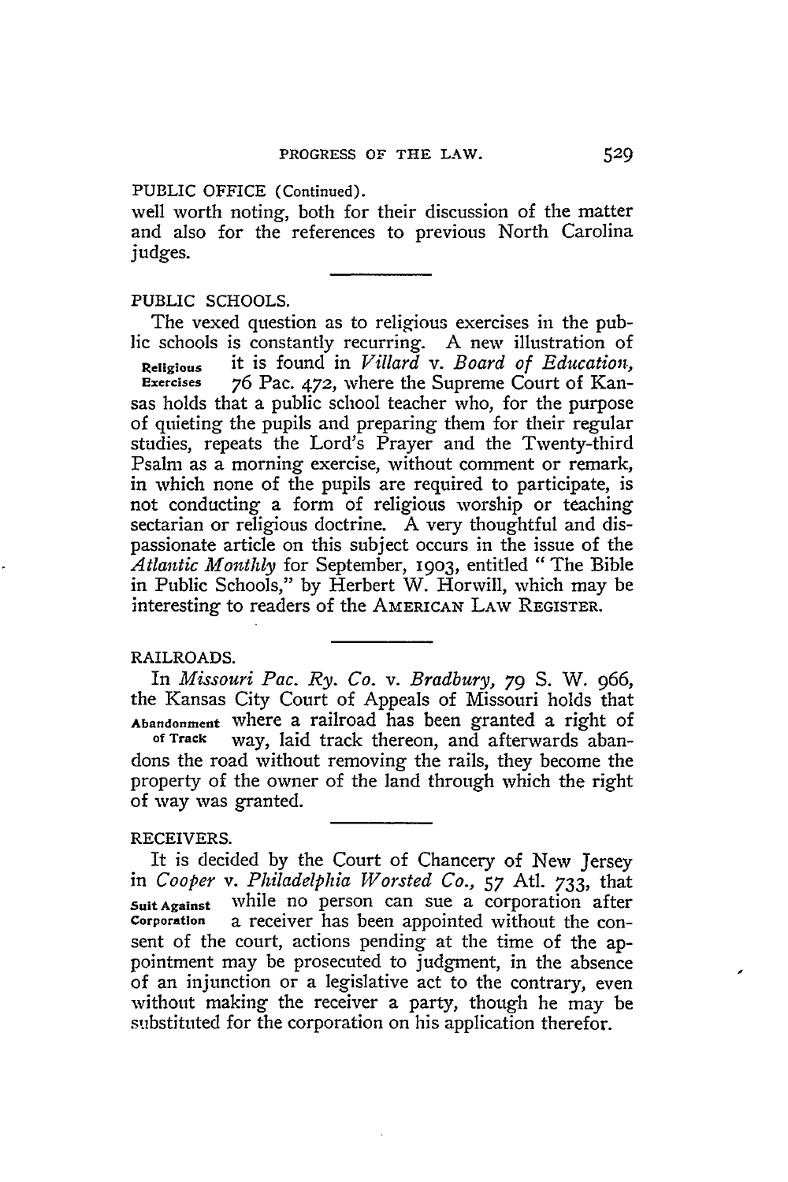PUBLIC OFFICE (Continued).

well worth noting, both for their discussion of the matter and also for the references to previous North Carolina judges.

## PUBLIC SCHOOLS.

**Religious Exercises**

The vexed question as to religious exercises in the public schools is constantly recurring. A new illustration of it is found in *Villard* v. *Board of Education*, 76 Pac. 472, where the Supreme Court of Kansas holds that a public school teacher who, for the purpose of quieting the pupils and preparing them for their regular studies, repeats the Lord's Prayer and the Twenty-third Psalm as a morning exercise, without comment or remark, in which none of the pupils are required to participate, is not conducting a form of religious worship or teaching sectarian or religious doctrine. A very thoughtful and dispassionate article on this subject occurs in the issue of the *Atlantic Monthly* for September, 1903, entitled "The Bible in Public Schools," by Herbert W. Horwill, which may be interesting to readers of the AMERICAN LAW REGISTER.

## RAILROADS.

**Abandonment of Track**

In *Missouri Pac. Ry. Co.* v. *Bradbury*, 79 S. W. 966, the Kansas City Court of Appeals of Missouri holds that where a railroad has been granted a right of way, laid track thereon, and afterwards abandons the road without removing the rails, they become the property of the owner of the land through which the right of way was granted.

## RECEIVERS.

**Suit Against Corporation**

It is decided by the Court of Chancery of New Jersey in *Cooper* v. *Philadelphia Worsted Co.*, 57 Atl. 733, that while no person can sue a corporation after a receiver has been appointed without the consent of the court, actions pending at the time of the appointment may be prosecuted to judgment, in the absence of an injunction or a legislative act to the contrary, even without making the receiver a party, though he may be substituted for the corporation on his application therefor.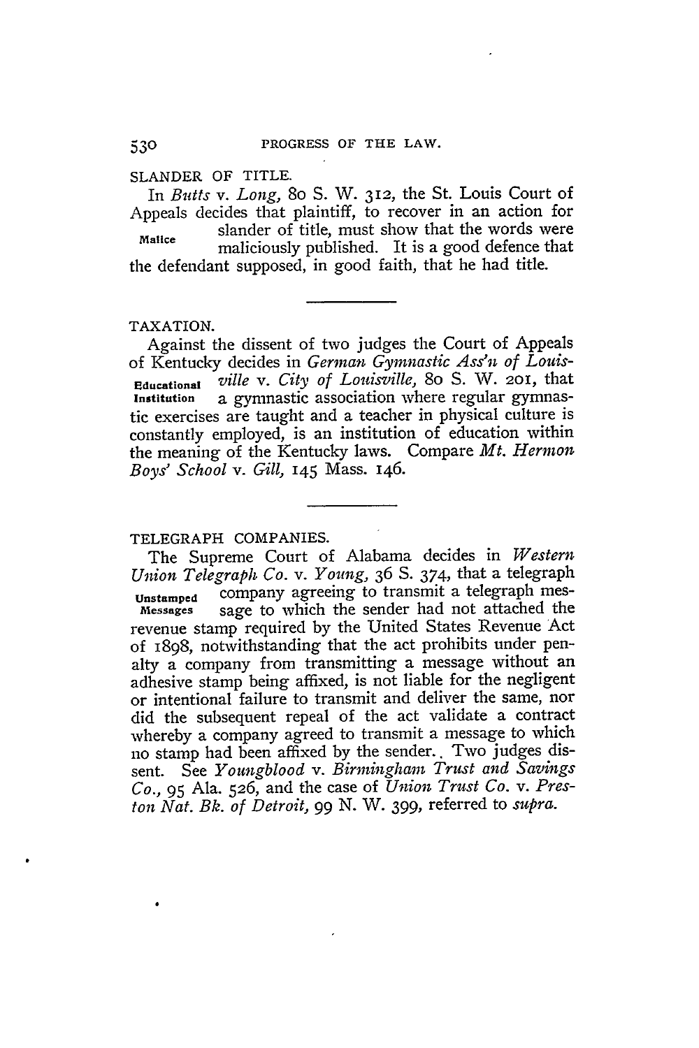SLANDER OF TITLE.

In *Butts* v. *Long*, 80 S. W. 312, the St. Louis Court of Appeals decides that plaintiff, to recover in an action for slander of title, must show that the words were maliciously published. It is a good defence that the defendant supposed, in good faith, that he had title.

Malice

TAXATION.

Against the dissent of two judges the Court of Appeals of Kentucky decides in *German Gymnastic Ass'n of Louisville* v. *City of Louisville*, 80 S. W. 201, that a gymnastic association where regular gymnastic exercises are taught and a teacher in physical culture is constantly employed, is an institution of education within the meaning of the Kentucky laws. Compare *Mt. Hermon Boys' School* v. *Gill*, 145 Mass. 146.

Educational Institution

TELEGRAPH COMPANIES.

The Supreme Court of Alabama decides in *Western Union Telegraph Co.* v. *Young*, 36 S. 374, that a telegraph company agreeing to transmit a telegraph message to which the sender had not attached the revenue stamp required by the United States Revenue Act of 1898, notwithstanding that the act prohibits under penalty a company from transmitting a message without an adhesive stamp being affixed, is not liable for the negligent or intentional failure to transmit and deliver the same, nor did the subsequent repeal of the act validate a contract whereby a company agreed to transmit a message to which no stamp had been affixed by the sender. Two judges dissent. See *Youngblood* v. *Birmingham Trust and Savings Co.*, 95 Ala. 526, and the case of *Union Trust Co.* v. *Preston Nat. Bk. of Detroit*, 99 N. W. 399, referred to *supra*.

Unstamped Messages